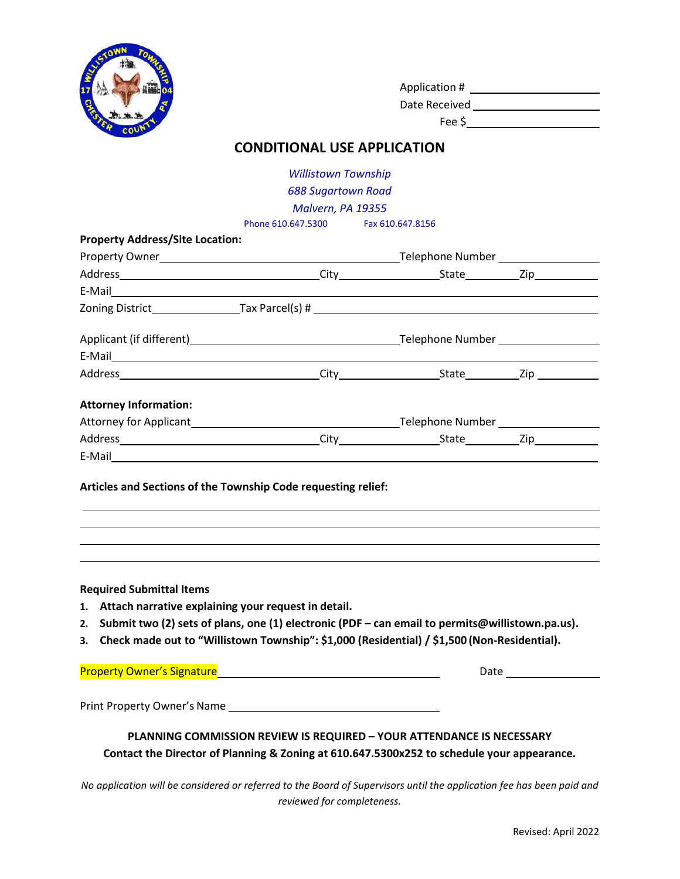Application # \_\_\_\_\_\_\_\_\_\_\_\_\_\_\_\_\_\_\_\_

Date Received \_\_\_\_\_\_\_\_\_\_\_\_\_\_\_\_\_\_\_\_

Fee $\_\_\_\_\_\_\_\_\_\_\_\_\_\_\_\_\_\_\_\_

# CONDITIONAL USE APPLICATION

*Willistown Township*
*688 Sugartown Road*
*Malvern, PA 19355*

Phone 610.647.5300 Fax 610.647.8156

**Property Address/Site Location:**

Property Owner\_\_\_\_\_\_\_\_\_\_\_\_\_\_\_\_\_\_\_\_\_\_\_\_\_\_\_\_\_\_ Telephone Number \_\_\_\_\_\_\_\_\_\_\_\_\_\_\_\_

Address\_\_\_\_\_\_\_\_\_\_\_\_\_\_\_\_\_\_\_\_\_\_\_\_\_\_ City\_\_\_\_\_\_\_\_\_\_\_\_\_\_\_ State\_\_\_\_\_\_\_\_ Zip\_\_\_\_\_\_\_\_\_\_

E-Mail\_\_\_\_\_\_\_\_\_\_\_\_\_\_\_\_\_\_\_\_\_\_\_\_\_\_\_\_\_\_\_\_\_\_\_\_\_\_\_\_\_\_\_\_\_\_\_\_\_\_\_\_\_\_\_\_\_\_

Zoning District\_\_\_\_\_\_\_\_\_\_\_\_\_\_ Tax Parcel(s) # \_\_\_\_\_\_\_\_\_\_\_\_\_\_\_\_\_\_\_\_\_\_\_\_\_\_\_\_\_\_\_\_\_\_

Applicant (if different)\_\_\_\_\_\_\_\_\_\_\_\_\_\_\_\_\_\_\_\_\_\_\_\_\_\_ Telephone Number \_\_\_\_\_\_\_\_\_\_\_\_\_\_\_\_

E-Mail\_\_\_\_\_\_\_\_\_\_\_\_\_\_\_\_\_\_\_\_\_\_\_\_\_\_\_\_\_\_\_\_\_\_\_\_\_\_\_\_\_\_\_\_\_\_\_\_\_\_\_\_\_\_\_\_\_\_

Address\_\_\_\_\_\_\_\_\_\_\_\_\_\_\_\_\_\_\_\_\_\_\_\_\_\_ City\_\_\_\_\_\_\_\_\_\_\_\_\_\_\_ State\_\_\_\_\_\_\_\_ Zip\_\_\_\_\_\_\_\_\_\_

**Attorney Information:**

Attorney for Applicant\_\_\_\_\_\_\_\_\_\_\_\_\_\_\_\_\_\_\_\_\_\_\_\_\_\_ Telephone Number \_\_\_\_\_\_\_\_\_\_\_\_\_\_\_\_

Address\_\_\_\_\_\_\_\_\_\_\_\_\_\_\_\_\_\_\_\_\_\_\_\_\_\_ City\_\_\_\_\_\_\_\_\_\_\_\_\_\_\_ State\_\_\_\_\_\_\_\_ Zip\_\_\_\_\_\_\_\_\_\_

E-Mail\_\_\_\_\_\_\_\_\_\_\_\_\_\_\_\_\_\_\_\_\_\_\_\_\_\_\_\_\_\_\_\_\_\_\_\_\_\_\_\_\_\_\_\_\_\_\_\_\_\_\_\_\_\_\_\_\_\_

**Articles and Sections of the Township Code requesting relief:**

\_\_\_\_\_\_\_\_\_\_\_\_\_\_\_\_\_\_\_\_\_\_\_\_\_\_\_\_\_\_\_\_\_\_\_\_\_\_\_\_\_\_\_\_\_\_\_\_\_\_\_\_\_\_\_\_\_\_\_\_\_\_\_\_

\_\_\_\_\_\_\_\_\_\_\_\_\_\_\_\_\_\_\_\_\_\_\_\_\_\_\_\_\_\_\_\_\_\_\_\_\_\_\_\_\_\_\_\_\_\_\_\_\_\_\_\_\_\_\_\_\_\_\_\_\_\_\_\_

\_\_\_\_\_\_\_\_\_\_\_\_\_\_\_\_\_\_\_\_\_\_\_\_\_\_\_\_\_\_\_\_\_\_\_\_\_\_\_\_\_\_\_\_\_\_\_\_\_\_\_\_\_\_\_\_\_\_\_\_\_\_\_\_

\_\_\_\_\_\_\_\_\_\_\_\_\_\_\_\_\_\_\_\_\_\_\_\_\_\_\_\_\_\_\_\_\_\_\_\_\_\_\_\_\_\_\_\_\_\_\_\_\_\_\_\_\_\_\_\_\_\_\_\_\_\_\_\_

**Required Submittal Items**

1. **Attach narrative explaining your request in detail.**
2. **Submit two (2) sets of plans, one (1) electronic (PDF – can email to permits@willistown.pa.us).**
3. **Check made out to "Willistown Township": $1,000 (Residential) / $1,500 (Non-Residential).**

Property Owner's Signature \_\_\_\_\_\_\_\_\_\_\_\_\_\_\_\_\_\_\_\_\_\_\_\_\_\_\_\_\_\_ Date \_\_\_\_\_\_\_\_\_\_\_\_\_\_\_

Print Property Owner's Name \_\_\_\_\_\_\_\_\_\_\_\_\_\_\_\_\_\_\_\_\_\_\_\_\_\_\_\_\_\_

**PLANNING COMMISSION REVIEW IS REQUIRED – YOUR ATTENDANCE IS NECESSARY**
**Contact the Director of Planning & Zoning at 610.647.5300x252 to schedule your appearance.**

*No application will be considered or referred to the Board of Supervisors until the application fee has been paid and reviewed for completeness.*

Revised: April 2022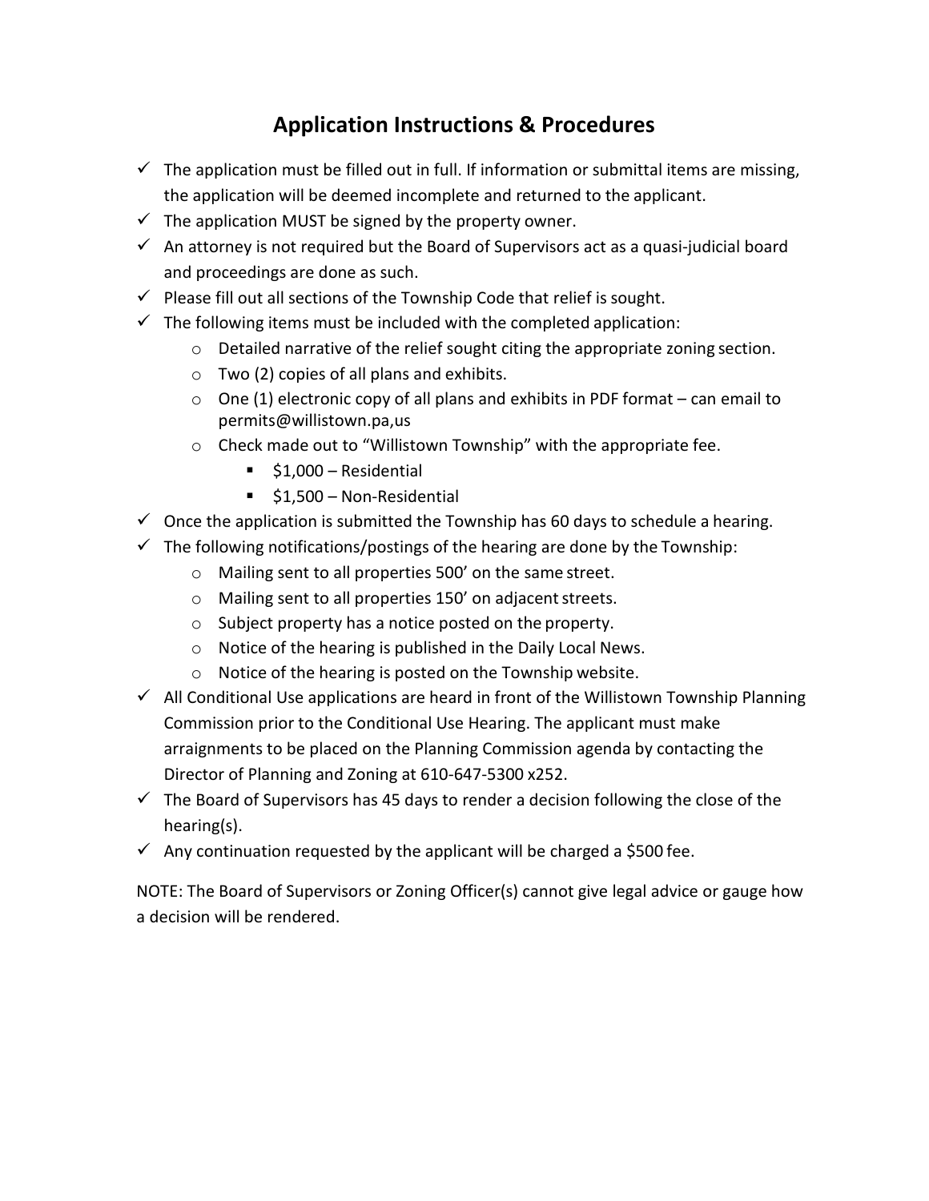## Application Instructions & Procedures

- ✓ The application must be filled out in full. If information or submittal items are missing, the application will be deemed incomplete and returned to the applicant.
- ✓ The application MUST be signed by the property owner.
- ✓ An attorney is not required but the Board of Supervisors act as a quasi-judicial board and proceedings are done as such.
- ✓ Please fill out all sections of the Township Code that relief is sought.
- ✓ The following items must be included with the completed application:
  - Detailed narrative of the relief sought citing the appropriate zoning section.
  - Two (2) copies of all plans and exhibits.
  - One (1) electronic copy of all plans and exhibits in PDF format – can email to permits@willistown.pa,us
  - Check made out to "Willistown Township" with the appropriate fee.
    - $1,000 – Residential
    - $1,500 – Non-Residential
- ✓ Once the application is submitted the Township has 60 days to schedule a hearing.
- ✓ The following notifications/postings of the hearing are done by the Township:
  - Mailing sent to all properties 500' on the same street.
  - Mailing sent to all properties 150' on adjacent streets.
  - Subject property has a notice posted on the property.
  - Notice of the hearing is published in the Daily Local News.
  - Notice of the hearing is posted on the Township website.
- ✓ All Conditional Use applications are heard in front of the Willistown Township Planning Commission prior to the Conditional Use Hearing. The applicant must make arraignments to be placed on the Planning Commission agenda by contacting the Director of Planning and Zoning at 610-647-5300 x252.
- ✓ The Board of Supervisors has 45 days to render a decision following the close of the hearing(s).
- ✓ Any continuation requested by the applicant will be charged a $500 fee.

NOTE: The Board of Supervisors or Zoning Officer(s) cannot give legal advice or gauge how a decision will be rendered.